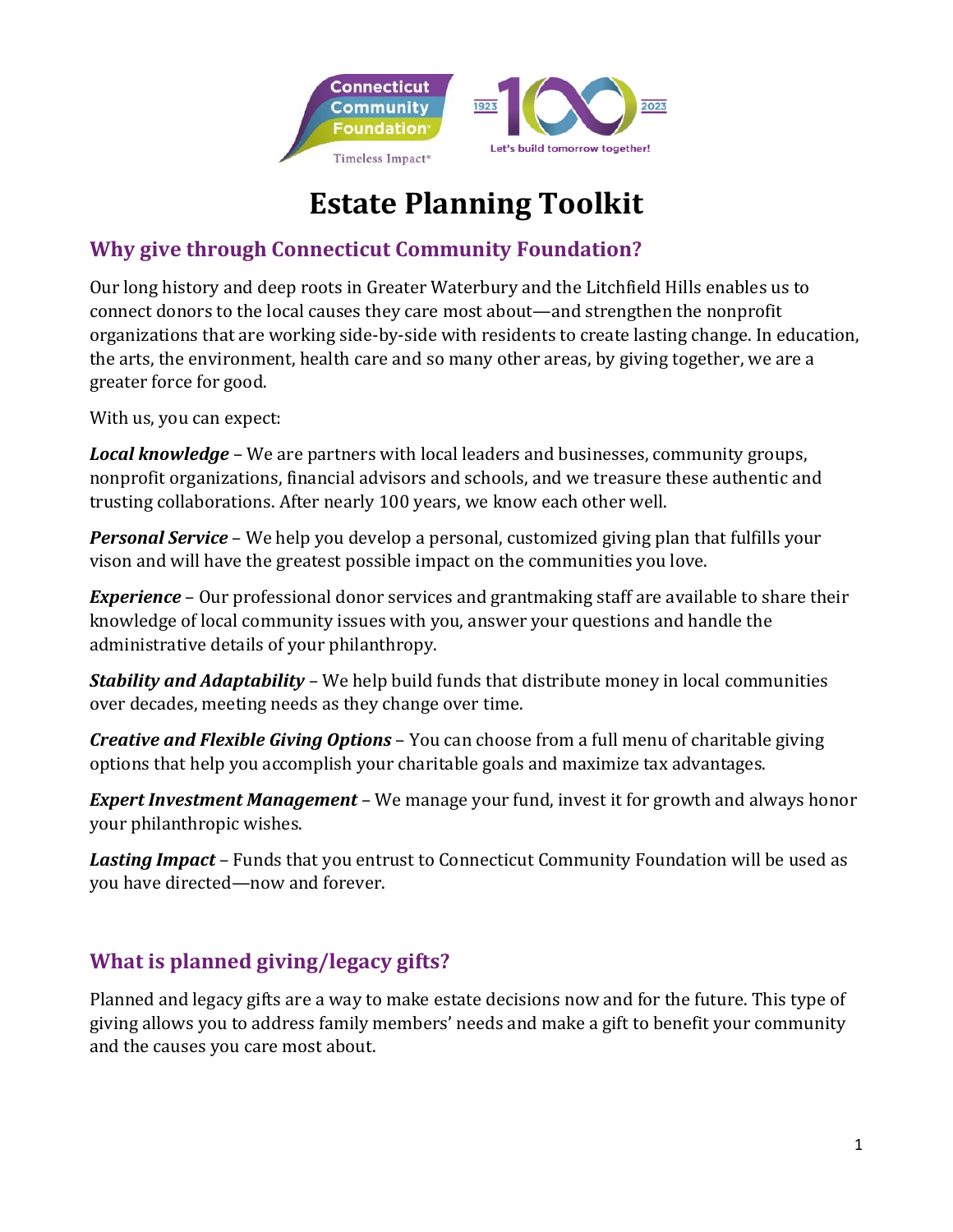# Estate Planning Toolkit

## Why give through Connecticut Community Foundation?

Our long history and deep roots in Greater Waterbury and the Litchfield Hills enables us to connect donors to the local causes they care most about—and strengthen the nonprofit organizations that are working side-by-side with residents to create lasting change. In education, the arts, the environment, health care and so many other areas, by giving together, we are a greater force for good.

With us, you can expect:

***Local knowledge*** – We are partners with local leaders and businesses, community groups, nonprofit organizations, financial advisors and schools, and we treasure these authentic and trusting collaborations. After nearly 100 years, we know each other well.

***Personal Service*** – We help you develop a personal, customized giving plan that fulfills your vison and will have the greatest possible impact on the communities you love.

***Experience*** – Our professional donor services and grantmaking staff are available to share their knowledge of local community issues with you, answer your questions and handle the administrative details of your philanthropy.

***Stability and Adaptability*** – We help build funds that distribute money in local communities over decades, meeting needs as they change over time.

***Creative and Flexible Giving Options*** – You can choose from a full menu of charitable giving options that help you accomplish your charitable goals and maximize tax advantages.

***Expert Investment Management*** – We manage your fund, invest it for growth and always honor your philanthropic wishes.

***Lasting Impact*** – Funds that you entrust to Connecticut Community Foundation will be used as you have directed—now and forever.

## What is planned giving/legacy gifts?

Planned and legacy gifts are a way to make estate decisions now and for the future. This type of giving allows you to address family members' needs and make a gift to benefit your community and the causes you care most about.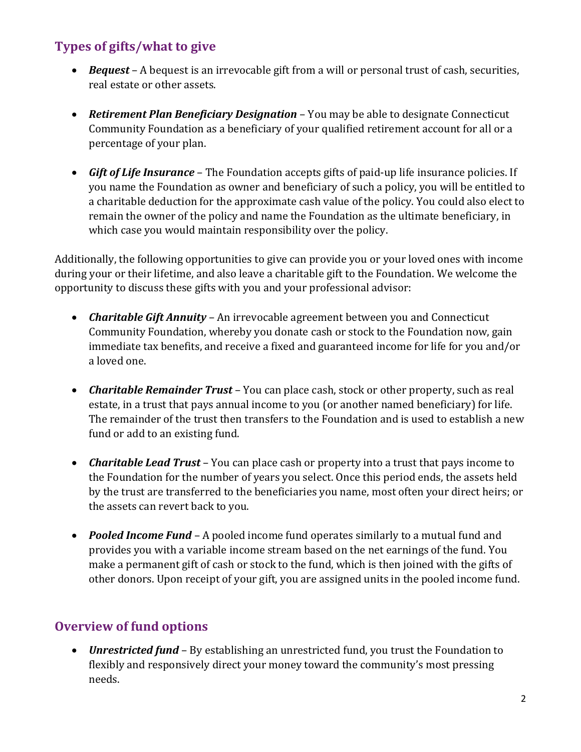## Types of gifts/what to give

- ***Bequest*** – A bequest is an irrevocable gift from a will or personal trust of cash, securities, real estate or other assets.

- ***Retirement Plan Beneficiary Designation*** – You may be able to designate Connecticut Community Foundation as a beneficiary of your qualified retirement account for all or a percentage of your plan.

- ***Gift of Life Insurance*** – The Foundation accepts gifts of paid-up life insurance policies. If you name the Foundation as owner and beneficiary of such a policy, you will be entitled to a charitable deduction for the approximate cash value of the policy. You could also elect to remain the owner of the policy and name the Foundation as the ultimate beneficiary, in which case you would maintain responsibility over the policy.

Additionally, the following opportunities to give can provide you or your loved ones with income during your or their lifetime, and also leave a charitable gift to the Foundation. We welcome the opportunity to discuss these gifts with you and your professional advisor:

- ***Charitable Gift Annuity*** – An irrevocable agreement between you and Connecticut Community Foundation, whereby you donate cash or stock to the Foundation now, gain immediate tax benefits, and receive a fixed and guaranteed income for life for you and/or a loved one.

- ***Charitable Remainder Trust*** – You can place cash, stock or other property, such as real estate, in a trust that pays annual income to you (or another named beneficiary) for life. The remainder of the trust then transfers to the Foundation and is used to establish a new fund or add to an existing fund.

- ***Charitable Lead Trust*** – You can place cash or property into a trust that pays income to the Foundation for the number of years you select. Once this period ends, the assets held by the trust are transferred to the beneficiaries you name, most often your direct heirs; or the assets can revert back to you.

- ***Pooled Income Fund*** – A pooled income fund operates similarly to a mutual fund and provides you with a variable income stream based on the net earnings of the fund. You make a permanent gift of cash or stock to the fund, which is then joined with the gifts of other donors. Upon receipt of your gift, you are assigned units in the pooled income fund.

## Overview of fund options

- ***Unrestricted fund*** – By establishing an unrestricted fund, you trust the Foundation to flexibly and responsively direct your money toward the community's most pressing needs.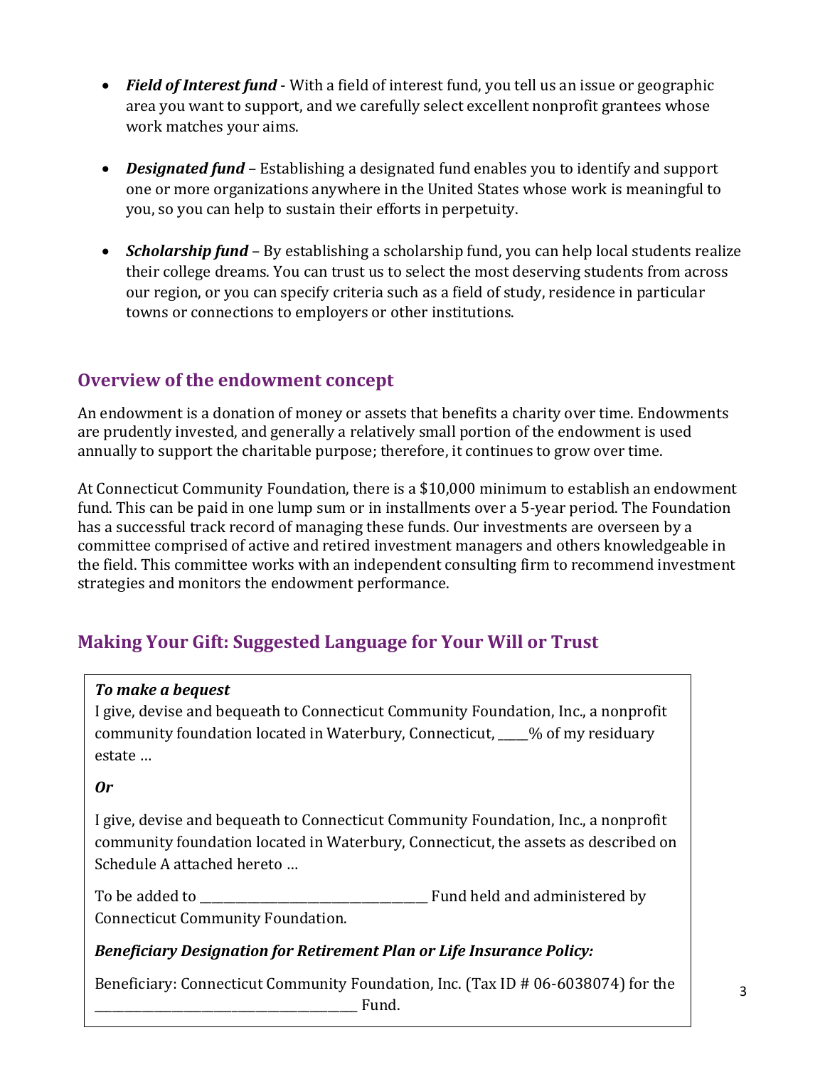- ***Field of Interest fund*** - With a field of interest fund, you tell us an issue or geographic area you want to support, and we carefully select excellent nonprofit grantees whose work matches your aims.

- ***Designated fund*** – Establishing a designated fund enables you to identify and support one or more organizations anywhere in the United States whose work is meaningful to you, so you can help to sustain their efforts in perpetuity.

- ***Scholarship fund*** – By establishing a scholarship fund, you can help local students realize their college dreams. You can trust us to select the most deserving students from across our region, or you can specify criteria such as a field of study, residence in particular towns or connections to employers or other institutions.

## Overview of the endowment concept

An endowment is a donation of money or assets that benefits a charity over time. Endowments are prudently invested, and generally a relatively small portion of the endowment is used annually to support the charitable purpose; therefore, it continues to grow over time.

At Connecticut Community Foundation, there is a $10,000 minimum to establish an endowment fund. This can be paid in one lump sum or in installments over a 5-year period. The Foundation has a successful track record of managing these funds. Our investments are overseen by a committee comprised of active and retired investment managers and others knowledgeable in the field. This committee works with an independent consulting firm to recommend investment strategies and monitors the endowment performance.

## Making Your Gift: Suggested Language for Your Will or Trust

***To make a bequest***

I give, devise and bequeath to Connecticut Community Foundation, Inc., a nonprofit community foundation located in Waterbury, Connecticut, _____% of my residuary estate …

***Or***

I give, devise and bequeath to Connecticut Community Foundation, Inc., a nonprofit community foundation located in Waterbury, Connecticut, the assets as described on Schedule A attached hereto …

To be added to ____________________________________ Fund held and administered by Connecticut Community Foundation.

***Beneficiary Designation for Retirement Plan or Life Insurance Policy:***

Beneficiary: Connecticut Community Foundation, Inc. (Tax ID # 06-6038074) for the __________________________________________ Fund.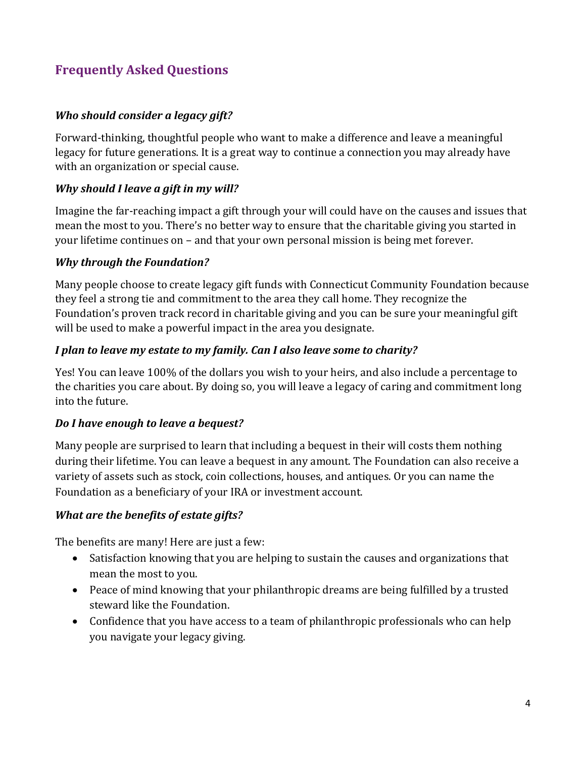## Frequently Asked Questions

***Who should consider a legacy gift?***

Forward-thinking, thoughtful people who want to make a difference and leave a meaningful legacy for future generations. It is a great way to continue a connection you may already have with an organization or special cause.

***Why should I leave a gift in my will?***

Imagine the far-reaching impact a gift through your will could have on the causes and issues that mean the most to you. There's no better way to ensure that the charitable giving you started in your lifetime continues on – and that your own personal mission is being met forever.

***Why through the Foundation?***

Many people choose to create legacy gift funds with Connecticut Community Foundation because they feel a strong tie and commitment to the area they call home. They recognize the Foundation's proven track record in charitable giving and you can be sure your meaningful gift will be used to make a powerful impact in the area you designate.

***I plan to leave my estate to my family. Can I also leave some to charity?***

Yes! You can leave 100% of the dollars you wish to your heirs, and also include a percentage to the charities you care about. By doing so, you will leave a legacy of caring and commitment long into the future.

***Do I have enough to leave a bequest?***

Many people are surprised to learn that including a bequest in their will costs them nothing during their lifetime. You can leave a bequest in any amount. The Foundation can also receive a variety of assets such as stock, coin collections, houses, and antiques. Or you can name the Foundation as a beneficiary of your IRA or investment account.

***What are the benefits of estate gifts?***

The benefits are many! Here are just a few:

- Satisfaction knowing that you are helping to sustain the causes and organizations that mean the most to you.
- Peace of mind knowing that your philanthropic dreams are being fulfilled by a trusted steward like the Foundation.
- Confidence that you have access to a team of philanthropic professionals who can help you navigate your legacy giving.